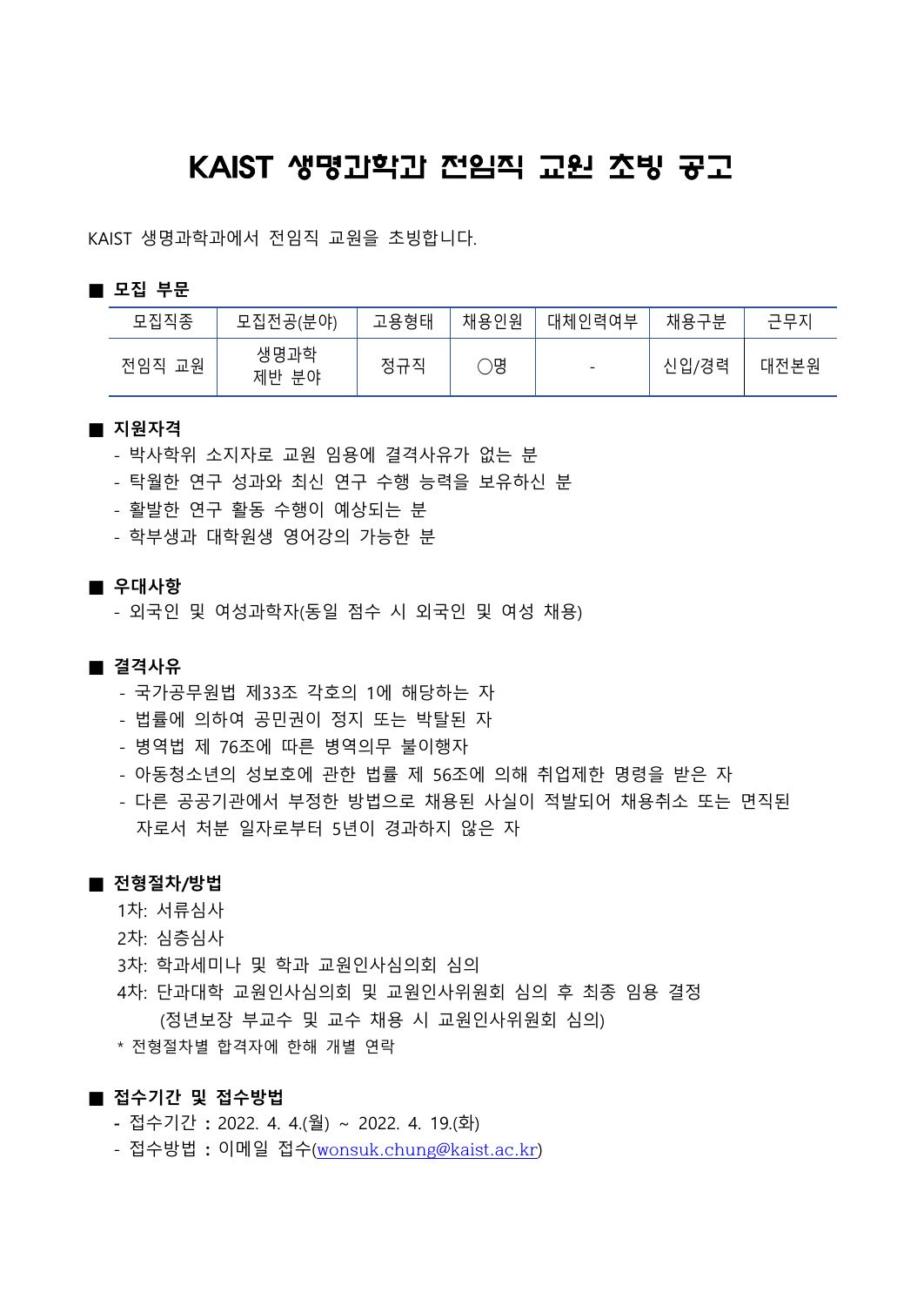# KAIST 생명과학과 전임직 교원 초빙 공고

KAIST 생명과학과에서 전임직 교원을 초빙합니다.

## ■ 모집 부문

| 모집직종 | 모집전공(분야) | 고용형태 | 채용인원 | 대체인력여부 | 채용구분 | 근무지 |
|---|---|---|---|---|---|---|
| 전임직 교원 | 생명과학 제반 분야 | 정규직 | ○명 | - | 신입/경력 | 대전본원 |

## ■ 지원자격

- 박사학위 소지자로 교원 임용에 결격사유가 없는 분
- 탁월한 연구 성과와 최신 연구 수행 능력을 보유하신 분
- 활발한 연구 활동 수행이 예상되는 분
- 학부생과 대학원생 영어강의 가능한 분

## ■ 우대사항

- 외국인 및 여성과학자(동일 점수 시 외국인 및 여성 채용)

## ■ 결격사유

- 국가공무원법 제33조 각호의 1에 해당하는 자
- 법률에 의하여 공민권이 정지 또는 박탈된 자
- 병역법 제 76조에 따른 병역의무 불이행자
- 아동청소년의 성보호에 관한 법률 제 56조에 의해 취업제한 명령을 받은 자
- 다른 공공기관에서 부정한 방법으로 채용된 사실이 적발되어 채용취소 또는 면직된 자로서 처분 일자로부터 5년이 경과하지 않은 자

## ■ 전형절차/방법

1차: 서류심사

2차: 심층심사

3차: 학과세미나 및 학과 교원인사심의회 심의

4차: 단과대학 교원인사심의회 및 교원인사위원회 심의 후 최종 임용 결정
(정년보장 부교수 및 교수 채용 시 교원인사위원회 심의)

\* 전형절차별 합격자에 한해 개별 연락

## ■ 접수기간 및 접수방법

- 접수기간 **:** 2022. 4. 4.(월) ~ 2022. 4. 19.(화)
- 접수방법 **:** 이메일 접수(wonsuk.chung@kaist.ac.kr)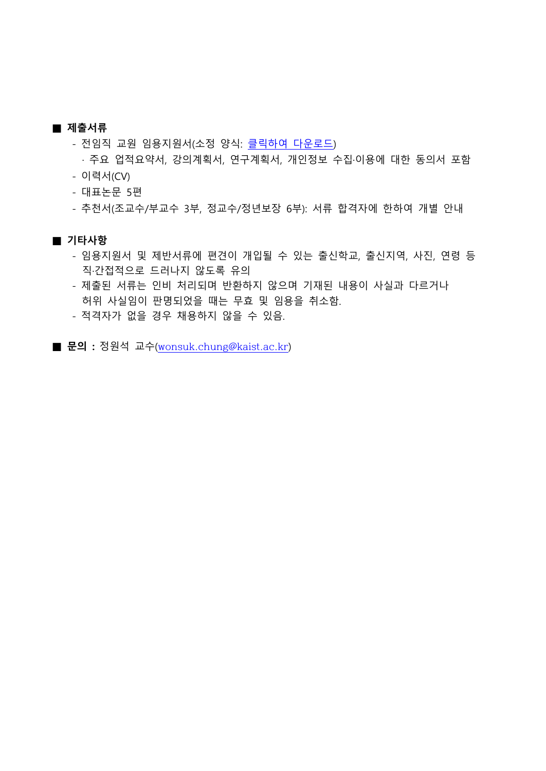■ **제출서류**

- 전임직 교원 임용지원서(소정 양식: 클릭하여 다운로드)
  - · 주요 업적요약서, 강의계획서, 연구계획서, 개인정보 수집·이용에 대한 동의서 포함
- 이력서(CV)
- 대표논문 5편
- 추천서(조교수/부교수 3부, 정교수/정년보장 6부): 서류 합격자에 한하여 개별 안내

■ **기타사항**

- 임용지원서 및 제반서류에 편견이 개입될 수 있는 출신학교, 출신지역, 사진, 연령 등 직·간접적으로 드러나지 않도록 유의
- 제출된 서류는 인비 처리되며 반환하지 않으며 기재된 내용이 사실과 다르거나 허위 사실임이 판명되었을 때는 무효 및 임용을 취소함.
- 적격자가 없을 경우 채용하지 않을 수 있음.

■ **문의 :** 정원석 교수(wonsuk.chung@kaist.ac.kr)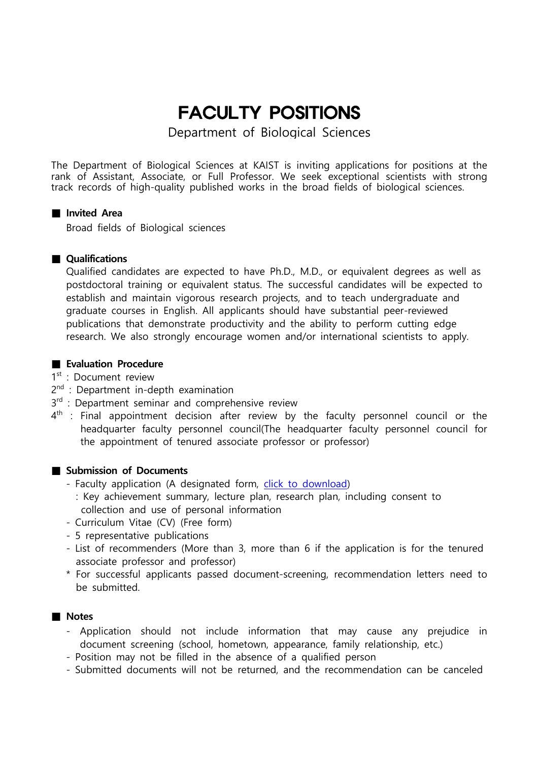# FACULTY POSITIONS

Department of Biological Sciences

The Department of Biological Sciences at KAIST is inviting applications for positions at the rank of Assistant, Associate, or Full Professor. We seek exceptional scientists with strong track records of high-quality published works in the broad fields of biological sciences.

## ■ Invited Area

Broad fields of Biological sciences

## ■ Qualifications

Qualified candidates are expected to have Ph.D., M.D., or equivalent degrees as well as postdoctoral training or equivalent status. The successful candidates will be expected to establish and maintain vigorous research projects, and to teach undergraduate and graduate courses in English. All applicants should have substantial peer-reviewed publications that demonstrate productivity and the ability to perform cutting edge research. We also strongly encourage women and/or international scientists to apply.

## ■ Evaluation Procedure

1st : Document review
2nd : Department in-depth examination
3rd : Department seminar and comprehensive review
4th : Final appointment decision after review by the faculty personnel council or the headquarter faculty personnel council(The headquarter faculty personnel council for the appointment of tenured associate professor or professor)

## ■ Submission of Documents

- Faculty application (A designated form, click to download)
  : Key achievement summary, lecture plan, research plan, including consent to collection and use of personal information
- Curriculum Vitae (CV) (Free form)
- 5 representative publications
- List of recommenders (More than 3, more than 6 if the application is for the tenured associate professor and professor)

\* For successful applicants passed document-screening, recommendation letters need to be submitted.

## ■ Notes

- Application should not include information that may cause any prejudice in document screening (school, hometown, appearance, family relationship, etc.)
- Position may not be filled in the absence of a qualified person
- Submitted documents will not be returned, and the recommendation can be canceled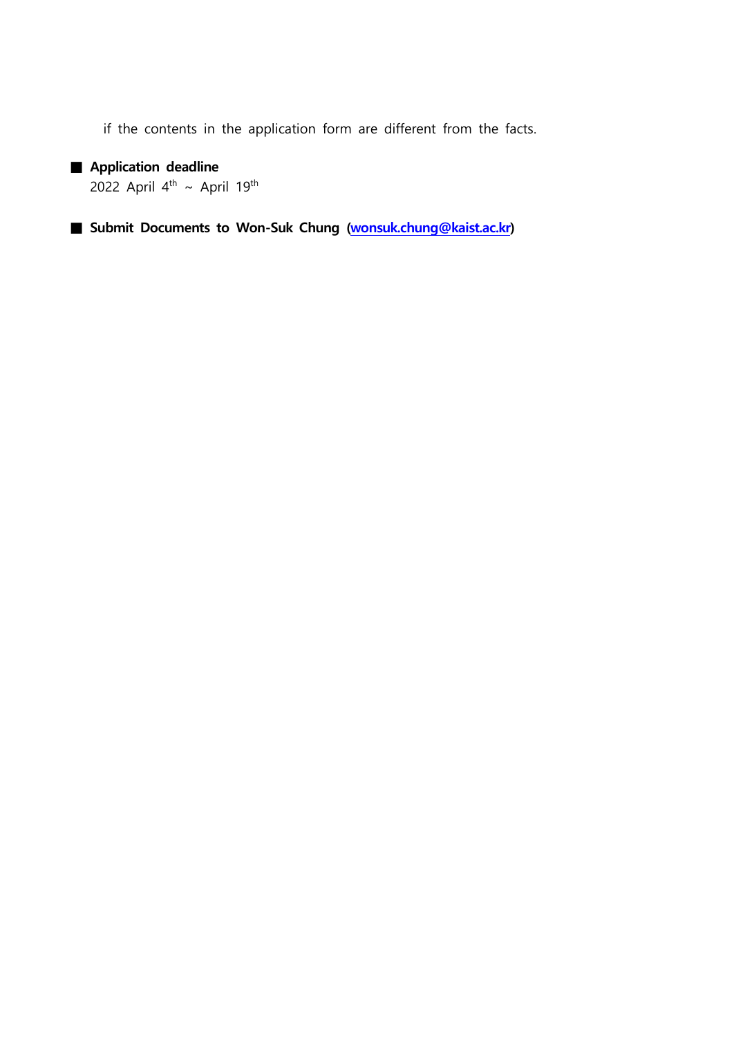if the contents in the application form are different from the facts.

■ **Application deadline**

2022 April 4th ~ April 19th

■ **Submit Documents to Won-Suk Chung (wonsuk.chung@kaist.ac.kr)**